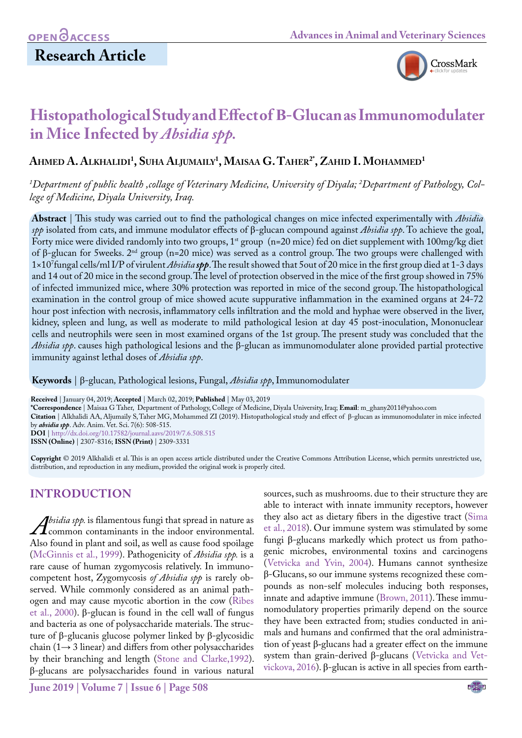Research Article

# Histopathological Study and Effect of B-Glucan as Immunomodulater in Mice Infected by *Absidia spp.*

**Ahmed A. Alkhalidi[1], Suha Aljumaily[1], Maisaa G. Taher[2*], Zahid I. Mohammed[1]**

*[1]Department of public health ,collage of Veterinary Medicine, University of Diyala; [2]Department of Pathology, College of Medicine, Diyala University, Iraq.*

**Abstract** | This study was carried out to find the pathological changes on mice infected experimentally with *Absidia spp* isolated from cats, and immune modulator effects of β-glucan compound against *Absidia spp*. To achieve the goal, Forty mice were divided randomly into two groups, 1st group (n=20 mice) fed on diet supplement with 100mg/kg diet of β-glucan for 5weeks. 2nd group (n=20 mice) was served as a control group. The two groups were challenged with $1\times10^7$fungal cells/ml I/P of virulent *Absidia* ***spp***. The result showed that 5out of 20 mice in the first group died at 1-3 days and 14 out of 20 mice in the second group. The level of protection observed in the mice of the first group showed in 75% of infected immunized mice, where 30% protection was reported in mice of the second group. The histopathological examination in the control group of mice showed acute suppurative inflammation in the examined organs at 24-72 hour post infection with necrosis, inflammatory cells infiltration and the mold and hyphae were observed in the liver, kidney, spleen and lung, as well as moderate to mild pathological lesion at day 45 post-inoculation, Mononuclear cells and neutrophils were seen in most examined organs of the 1st group. The present study was concluded that the *Absidia spp*. causes high pathological lesions and the β-glucan as immunomodulater alone provided partial protective immunity against lethal doses of *Absidia spp*.

**Keywords** | β-glucan, Pathological lesions, Fungal, *Absidia spp*, Immunomodulater

**Received** | January 04, 2019; **Accepted** | March 02, 2019; **Published** | May 03, 2019
**\*Correspondence** | Maisaa G Taher, Department of Pathology, College of Medicine, Diyala University, Iraq; **Email**: m_ghany2011@yahoo.com
**Citation** | Alkhalidi AA, Aljumaily S, Taher MG, Mohammed ZI (2019). Histopathological study and effect of β-glucan as immunomodulater in mice infected by ***absidia spp***. Adv. Anim. Vet. Sci. 7(6): 508-515.
**DOI** | http://dx.doi.org/10.17582/journal.aavs/2019/7.6.508.515
**ISSN (Online)** | 2307-8316; **ISSN (Print)** | 2309-3331

**Copyright** © 2019 Alkhalidi et al. This is an open access article distributed under the Creative Commons Attribution License, which permits unrestricted use, distribution, and reproduction in any medium, provided the original work is properly cited.

## INTRODUCTION

*Absidia spp.* is filamentous fungi that spread in nature as common contaminants in the indoor environmental. Also found in plant and soil, as well as cause food spoilage (McGinnis et al., 1999). Pathogenicity of *Absidia spp.* is a rare cause of human zygomycosis relatively. In immunocompetent host, Zygomycosis *of Absidia spp* is rarely observed. While commonly considered as an animal pathogen and may cause mycotic abortion in the cow (Ribes et al., 2000). β-glucan is found in the cell wall of fungus and bacteria as one of polysaccharide materials. The structure of β-glucanis glucose polymer linked by β-glycosidic chain (1→ 3 linear) and differs from other polysaccharides by their branching and length (Stone and Clarke,1992). β-glucans are polysaccharides found in various natural sources, such as mushrooms. due to their structure they are able to interact with innate immunity receptors, however they also act as dietary fibers in the digestive tract (Sima et al., 2018). Our immune system was stimulated by some fungi β-glucans markedly which protect us from pathogenic microbes, environmental toxins and carcinogens (Vetvicka and Yvin, 2004). Humans cannot synthesize β-Glucans, so our immune systems recognized these compounds as non-self molecules inducing both responses, innate and adaptive immune (Brown, 2011). These immunomodulatory properties primarily depend on the source they have been extracted from; studies conducted in animals and humans and confirmed that the oral administration of yeast β-glucans had a greater effect on the immune system than grain-derived β-glucans (Vetvicka and Vetvickova, 2016). β-glucan is active in all species from earth-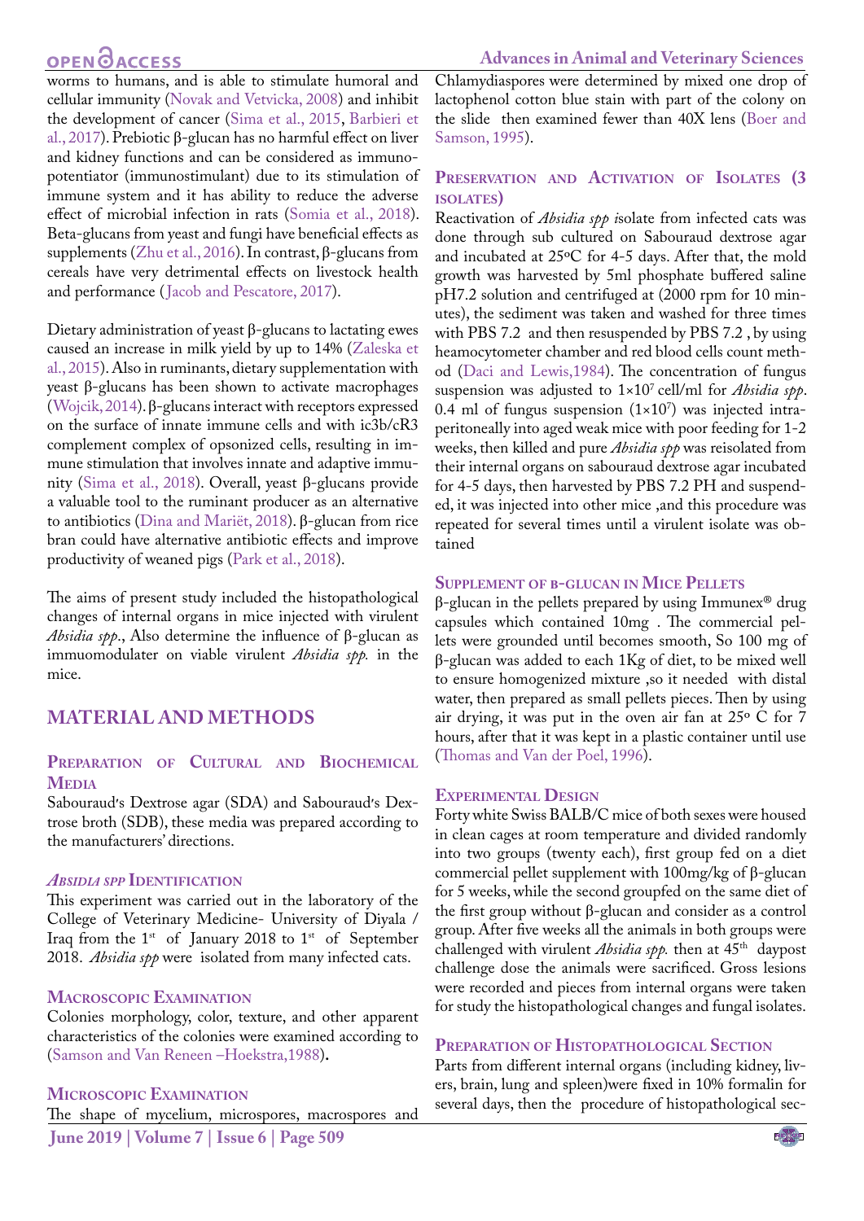worms to humans, and is able to stimulate humoral and cellular immunity (Novak and Vetvicka, 2008) and inhibit the development of cancer (Sima et al., 2015, Barbieri et al., 2017). Prebiotic β-glucan has no harmful effect on liver and kidney functions and can be considered as immuno-potentiator (immunostimulant) due to its stimulation of immune system and it has ability to reduce the adverse effect of microbial infection in rats (Somia et al., 2018). Beta-glucans from yeast and fungi have beneficial effects as supplements (Zhu et al., 2016). In contrast, β-glucans from cereals have very detrimental effects on livestock health and performance (Jacob and Pescatore, 2017).

Dietary administration of yeast β-glucans to lactating ewes caused an increase in milk yield by up to 14% (Zaleska et al., 2015). Also in ruminants, dietary supplementation with yeast β-glucans has been shown to activate macrophages (Wojcik, 2014). β-glucans interact with receptors expressed on the surface of innate immune cells and with ic3b/cR3 complement complex of opsonized cells, resulting in immune stimulation that involves innate and adaptive immunity (Sima et al., 2018). Overall, yeast β-glucans provide a valuable tool to the ruminant producer as an alternative to antibiotics (Dina and Mariët, 2018). β-glucan from rice bran could have alternative antibiotic effects and improve productivity of weaned pigs (Park et al., 2018).

The aims of present study included the histopathological changes of internal organs in mice injected with virulent *Absidia spp*., Also determine the influence of β-glucan as immuomodulater on viable virulent *Absidia spp.* in the mice.

## MATERIAL AND METHODS

### Preparation of Cultural and Biochemical Media

Sabouraud's Dextrose agar (SDA) and Sabouraud's Dextrose broth (SDB), these media was prepared according to the manufacturers' directions.

### *Absidia spp* Identification

This experiment was carried out in the laboratory of the College of Veterinary Medicine- University of Diyala / Iraq from the 1st of January 2018 to 1st of September 2018. *Absidia spp* were isolated from many infected cats.

### Macroscopic Examination

Colonies morphology, color, texture, and other apparent characteristics of the colonies were examined according to (Samson and Van Reneen –Hoekstra,1988).

### Microscopic Examination

The shape of mycelium, microspores, macrospores and Chlamydiaspores were determined by mixed one drop of lactophenol cotton blue stain with part of the colony on the slide then examined fewer than 40X lens (Boer and Samson, 1995).

### Preservation and Activation of Isolates (3 isolates)

Reactivation of *Absidia spp i*solate from infected cats was done through sub cultured on Sabouraud dextrose agar and incubated at 25ºC for 4-5 days. After that, the mold growth was harvested by 5ml phosphate buffered saline pH7.2 solution and centrifuged at (2000 rpm for 10 minutes), the sediment was taken and washed for three times with PBS 7.2 and then resuspended by PBS 7.2 , by using heamocytometer chamber and red blood cells count method (Daci and Lewis,1984). The concentration of fungus suspension was adjusted to $1×10^7$ cell/ml for *Absidia spp*. 0.4 ml of fungus suspension ($1×10^7$) was injected intraperitoneally into aged weak mice with poor feeding for 1-2 weeks, then killed and pure *Absidia spp* was reisolated from their internal organs on sabouraud dextrose agar incubated for 4-5 days, then harvested by PBS 7.2 PH and suspended, it was injected into other mice ,and this procedure was repeated for several times until a virulent isolate was obtained

### Supplement of β-glucan in Mice Pellets

β-glucan in the pellets prepared by using Immunex® drug capsules which contained 10mg . The commercial pellets were grounded until becomes smooth, So 100 mg of β-glucan was added to each 1Kg of diet, to be mixed well to ensure homogenized mixture ,so it needed with distal water, then prepared as small pellets pieces. Then by using air drying, it was put in the oven air fan at 25º C for 7 hours, after that it was kept in a plastic container until use (Thomas and Van der Poel, 1996).

### Experimental Design

Forty white Swiss BALB/C mice of both sexes were housed in clean cages at room temperature and divided randomly into two groups (twenty each), first group fed on a diet commercial pellet supplement with 100mg/kg of β-glucan for 5 weeks, while the second groupfed on the same diet of the first group without β-glucan and consider as a control group. After five weeks all the animals in both groups were challenged with virulent *Absidia spp.* then at 45th daypost challenge dose the animals were sacrificed. Gross lesions were recorded and pieces from internal organs were taken for study the histopathological changes and fungal isolates.

### Preparation of Histopathological Section

Parts from different internal organs (including kidney, livers, brain, lung and spleen)were fixed in 10% formalin for several days, then the procedure of histopathological sec-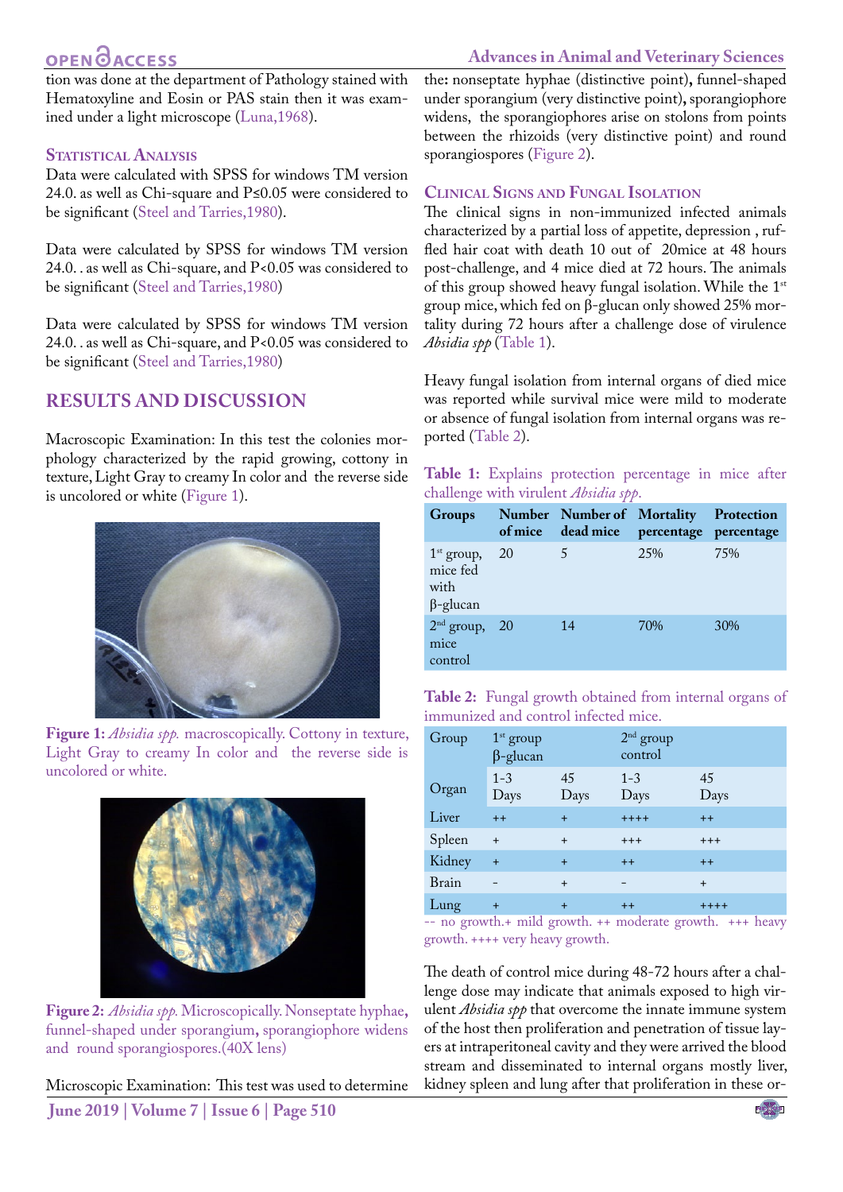tion was done at the department of Pathology stained with Hematoxyline and Eosin or PAS stain then it was examined under a light microscope (Luna,1968).

### Statistical Analysis

Data were calculated with SPSS for windows TM version 24.0. as well as Chi-square and P≤0.05 were considered to be significant (Steel and Tarries,1980).

Data were calculated by SPSS for windows TM version 24.0. . as well as Chi-square, and P<0.05 was considered to be significant (Steel and Tarries,1980)

Data were calculated by SPSS for windows TM version 24.0. . as well as Chi-square, and P<0.05 was considered to be significant (Steel and Tarries,1980)

## RESULTS AND DISCUSSION

Macroscopic Examination: In this test the colonies morphology characterized by the rapid growing, cottony in texture, Light Gray to creamy In color and the reverse side is uncolored or white (Figure 1).

**Figure 1:** *Absidia spp.* macroscopically. Cottony in texture, Light Gray to creamy In color and the reverse side is uncolored or white.

**Figure 2:** *Absidia spp.* Microscopically. Nonseptate hyphae**,** funnel-shaped under sporangium**,** sporangiophore widens and round sporangiospores.(40X lens)

Microscopic Examination: This test was used to determine the**:** nonseptate hyphae (distinctive point)**,** funnel-shaped under sporangium (very distinctive point)**,** sporangiophore widens, the sporangiophores arise on stolons from points between the rhizoids (very distinctive point) and round sporangiospores (Figure 2).

### Clinical Signs and Fungal Isolation

The clinical signs in non-immunized infected animals characterized by a partial loss of appetite, depression , ruffled hair coat with death 10 out of 20mice at 48 hours post-challenge, and 4 mice died at 72 hours. The animals of this group showed heavy fungal isolation. While the 1st group mice, which fed on β-glucan only showed 25% mortality during 72 hours after a challenge dose of virulence *Absidia spp* (Table 1).

Heavy fungal isolation from internal organs of died mice was reported while survival mice were mild to moderate or absence of fungal isolation from internal organs was reported (Table 2).

**Table 1:** Explains protection percentage in mice after challenge with virulent *Absidia spp.*

| Groups | Number of mice | Number of dead mice | Mortality percentage | Protection percentage |
|---|---|---|---|---|
| 1st group, mice fed with β-glucan | 20 | 5 | 25% | 75% |
| 2nd group, mice control | 20 | 14 | 70% | 30% |

**Table 2:** Fungal growth obtained from internal organs of immunized and control infected mice.

| Group | 1st group β-glucan | | 2nd group control | |
|---|---|---|---|---|
| Organ | 1-3 Days | 45 Days | 1-3 Days | 45 Days |
| Liver | ++ | + | ++++ | ++ |
| Spleen | + | + | +++ | +++ |
| Kidney | + | + | ++ | ++ |
| Brain | - | + | - | + |
| Lung | + | + | ++ | ++++ |

-- no growth.+ mild growth. ++ moderate growth. +++ heavy growth. ++++ very heavy growth.

The death of control mice during 48-72 hours after a challenge dose may indicate that animals exposed to high virulent *Absidia spp* that overcome the innate immune system of the host then proliferation and penetration of tissue layers at intraperitoneal cavity and they were arrived the blood stream and disseminated to internal organs mostly liver, kidney spleen and lung after that proliferation in these or-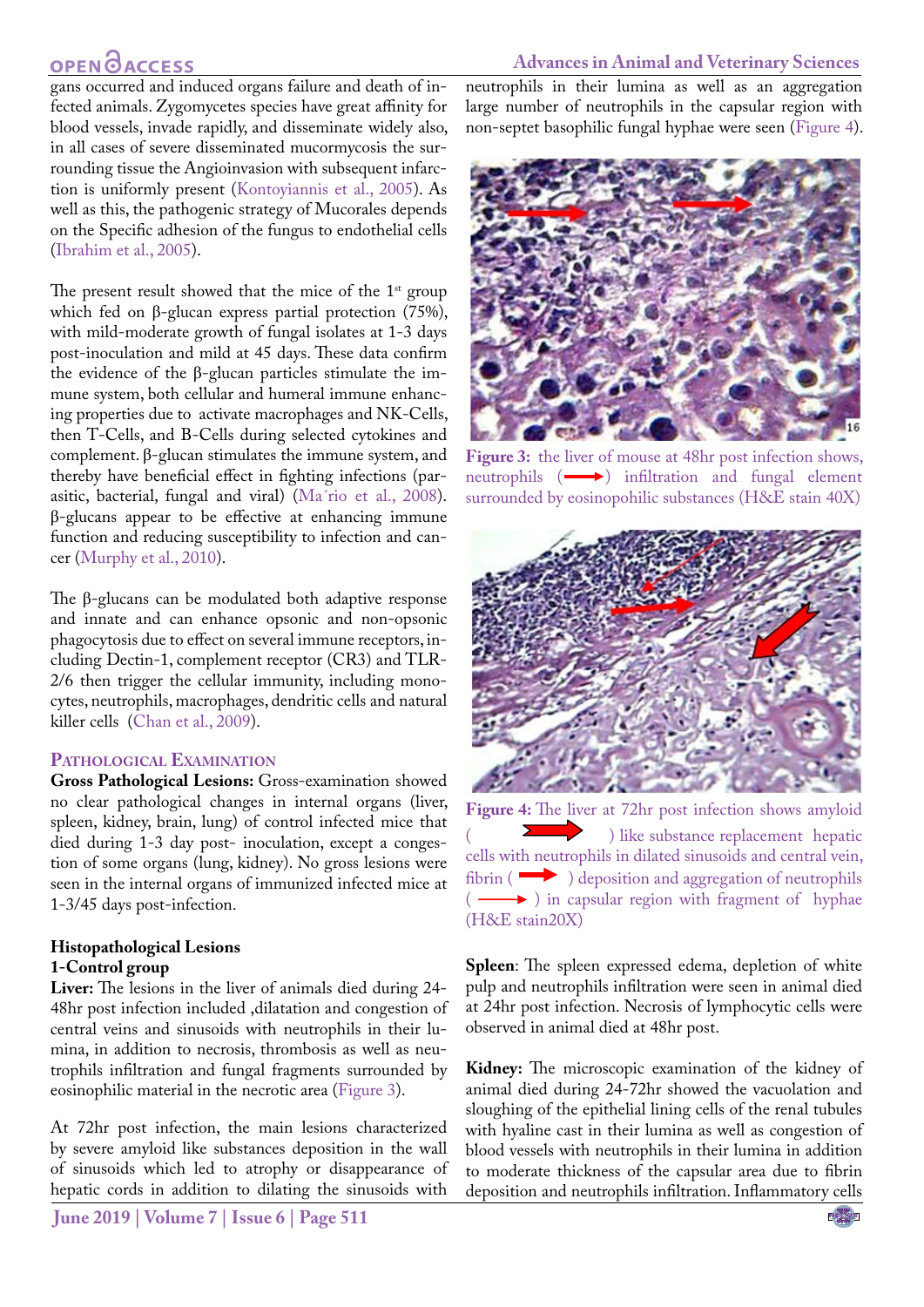gans occurred and induced organs failure and death of infected animals. Zygomycetes species have great affinity for blood vessels, invade rapidly, and disseminate widely also, in all cases of severe disseminated mucormycosis the surrounding tissue the Angioinvasion with subsequent infarction is uniformly present (Kontoyiannis et al., 2005). As well as this, the pathogenic strategy of Mucorales depends on the Specific adhesion of the fungus to endothelial cells (Ibrahim et al., 2005).

The present result showed that the mice of the 1st group which fed on β-glucan express partial protection (75%), with mild-moderate growth of fungal isolates at 1-3 days post-inoculation and mild at 45 days. These data confirm the evidence of the β-glucan particles stimulate the immune system, both cellular and humeral immune enhancing properties due to activate macrophages and NK-Cells, then T-Cells, and B-Cells during selected cytokines and complement. β-glucan stimulates the immune system, and thereby have beneficial effect in fighting infections (parasitic, bacterial, fungal and viral) (Ma´rio et al., 2008). β-glucans appear to be effective at enhancing immune function and reducing susceptibility to infection and cancer (Murphy et al., 2010).

The β-glucans can be modulated both adaptive response and innate and can enhance opsonic and non-opsonic phagocytosis due to effect on several immune receptors, including Dectin-1, complement receptor (CR3) and TLR-2/6 then trigger the cellular immunity, including monocytes, neutrophils, macrophages, dendritic cells and natural killer cells (Chan et al., 2009).

## Pathological Examination

**Gross Pathological Lesions:** Gross-examination showed no clear pathological changes in internal organs (liver, spleen, kidney, brain, lung) of control infected mice that died during 1-3 day post- inoculation, except a congestion of some organs (lung, kidney). No gross lesions were seen in the internal organs of immunized infected mice at 1-3/45 days post-infection.

### Histopathological Lesions

**1-Control group**

**Liver:** The lesions in the liver of animals died during 24-48hr post infection included ,dilatation and congestion of central veins and sinusoids with neutrophils in their lumina, in addition to necrosis, thrombosis as well as neutrophils infiltration and fungal fragments surrounded by eosinophilic material in the necrotic area (Figure 3).

At 72hr post infection, the main lesions characterized by severe amyloid like substances deposition in the wall of sinusoids which led to atrophy or disappearance of hepatic cords in addition to dilating the sinusoids with neutrophils in their lumina as well as an aggregation large number of neutrophils in the capsular region with non-septet basophilic fungal hyphae were seen (Figure 4).

**Figure 3:** the liver of mouse at 48hr post infection shows, neutrophils (⟶) infiltration and fungal element surrounded by eosinopohilic substances (H&E stain 40X)

**Figure 4:** The liver at 72hr post infection shows amyloid (➡) like substance replacement hepatic cells with neutrophils in dilated sinusoids and central vein, fibrin (➡) deposition and aggregation of neutrophils (⟶) in capsular region with fragment of hyphae (H&E stain20X)

**Spleen**: The spleen expressed edema, depletion of white pulp and neutrophils infiltration were seen in animal died at 24hr post infection. Necrosis of lymphocytic cells were observed in animal died at 48hr post.

**Kidney:** The microscopic examination of the kidney of animal died during 24-72hr showed the vacuolation and sloughing of the epithelial lining cells of the renal tubules with hyaline cast in their lumina as well as congestion of blood vessels with neutrophils in their lumina in addition to moderate thickness of the capsular area due to fibrin deposition and neutrophils infiltration. Inflammatory cells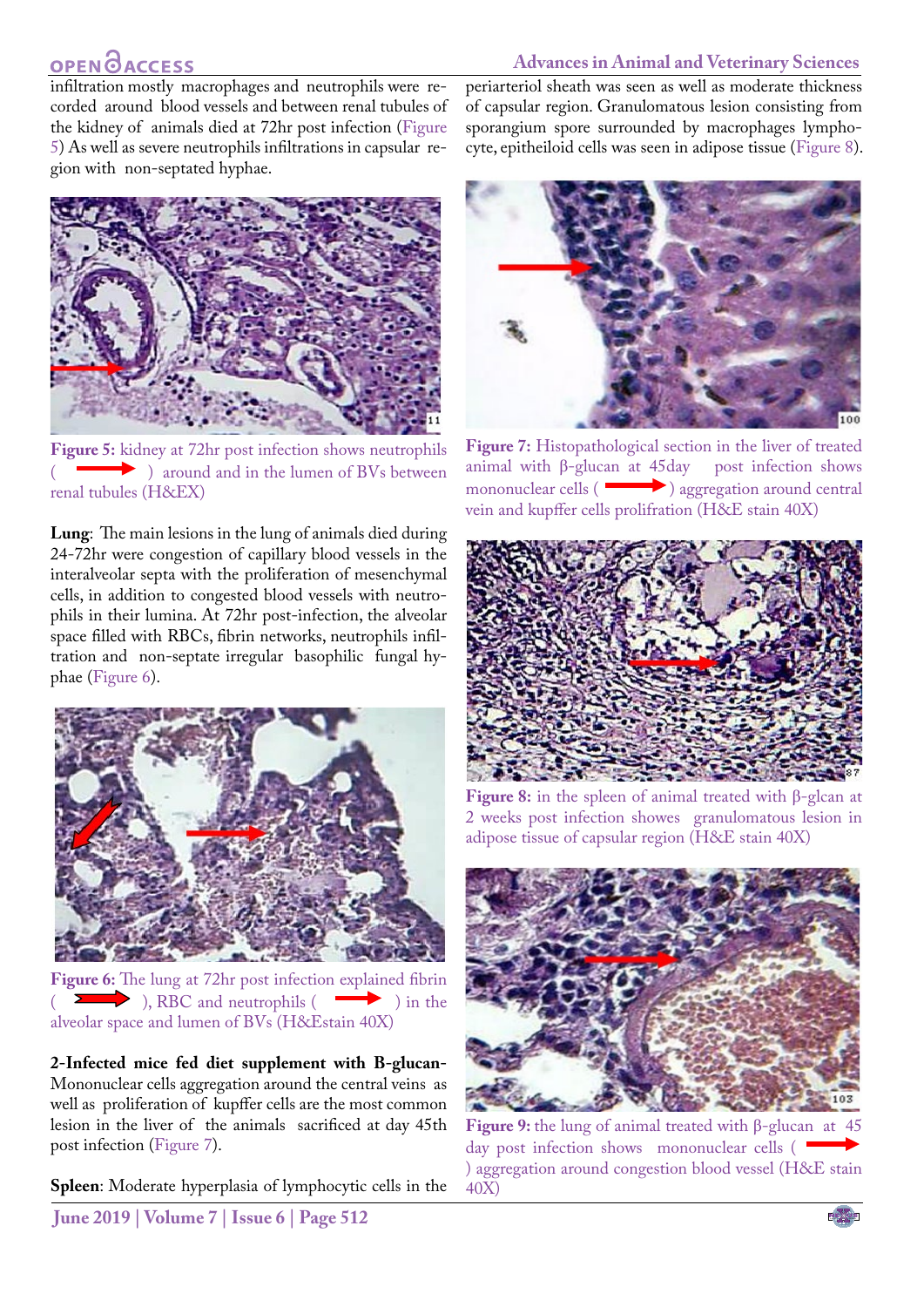infiltration mostly macrophages and neutrophils were recorded around blood vessels and between renal tubules of the kidney of animals died at 72hr post infection (Figure 5) As well as severe neutrophils infiltrations in capsular region with non-septated hyphae.

**Figure 5:** kidney at 72hr post infection shows neutrophils ( ➡ ) around and in the lumen of BVs between renal tubules (H&EX)

**Lung**: The main lesions in the lung of animals died during 24-72hr were congestion of capillary blood vessels in the interalveolar septa with the proliferation of mesenchymal cells, in addition to congested blood vessels with neutrophils in their lumina. At 72hr post-infection, the alveolar space filled with RBCs, fibrin networks, neutrophils infiltration and non-septate irregular basophilic fungal hyphae (Figure 6).

**Figure 6:** The lung at 72hr post infection explained fibrin ( ➡ ), RBC and neutrophils ( ➡ ) in the alveolar space and lumen of BVs (H&Estain 40X)

**2-Infected mice fed diet supplement with B-glucan**-Mononuclear cells aggregation around the central veins as well as proliferation of kupffer cells are the most common lesion in the liver of the animals sacrificed at day 45th post infection (Figure 7).

**Spleen**: Moderate hyperplasia of lymphocytic cells in the periarteriol sheath was seen as well as moderate thickness of capsular region. Granulomatous lesion consisting from sporangium spore surrounded by macrophages lymphocyte, epitheiloid cells was seen in adipose tissue (Figure 8).

**Figure 7:** Histopathological section in the liver of treated animal with β-glucan at 45day post infection shows mononuclear cells ( ➡ ) aggregation around central vein and kupffer cells prolifration (H&E stain 40X)

**Figure 8:** in the spleen of animal treated with β-glcan at 2 weeks post infection showes granulomatous lesion in adipose tissue of capsular region (H&E stain 40X)

**Figure 9:** the lung of animal treated with β-glucan at 45 day post infection shows mononuclear cells ( ➡ ) aggregation around congestion blood vessel (H&E stain 40X)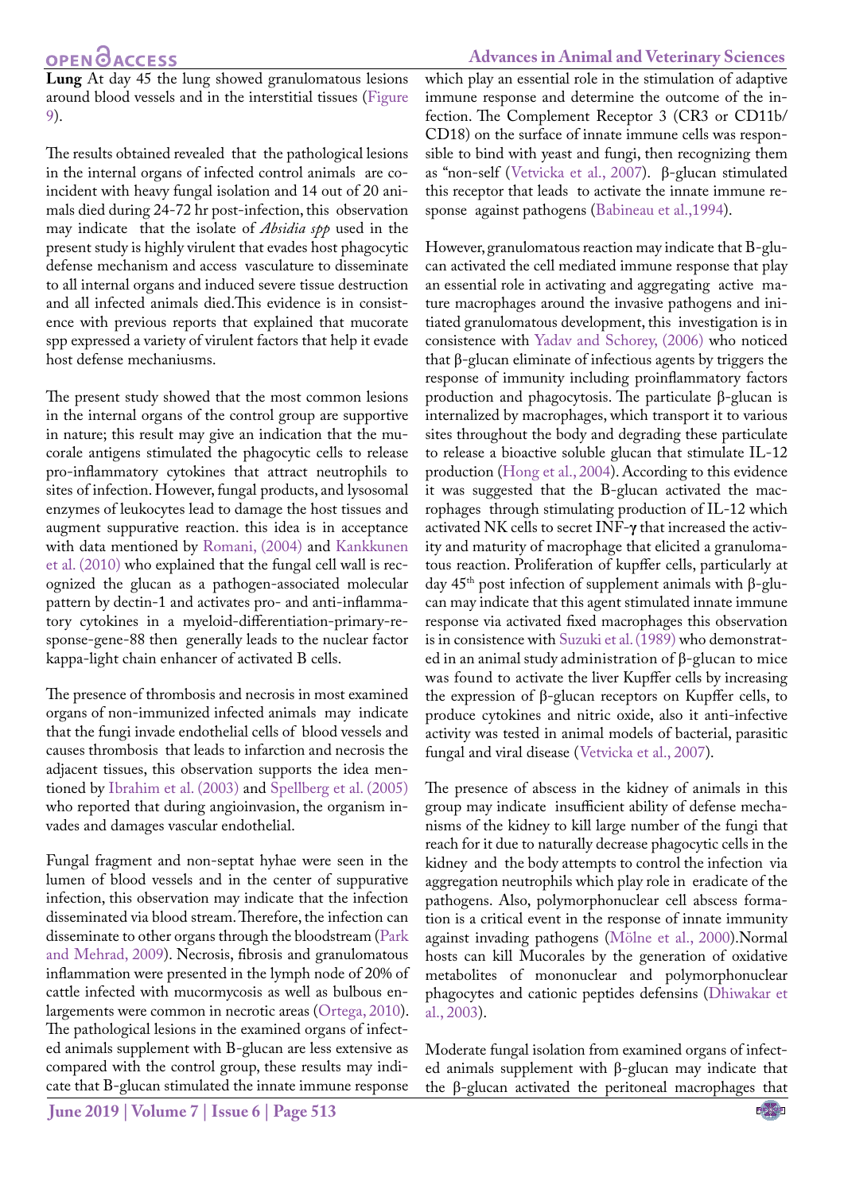**Lung** At day 45 the lung showed granulomatous lesions around blood vessels and in the interstitial tissues (Figure 9).

The results obtained revealed that the pathological lesions in the internal organs of infected control animals are coincident with heavy fungal isolation and 14 out of 20 animals died during 24-72 hr post-infection, this observation may indicate that the isolate of *Absidia spp* used in the present study is highly virulent that evades host phagocytic defense mechanism and access vasculature to disseminate to all internal organs and induced severe tissue destruction and all infected animals died.This evidence is in consistence with previous reports that explained that mucorate spp expressed a variety of virulent factors that help it evade host defense mechaniusms.

The present study showed that the most common lesions in the internal organs of the control group are supportive in nature; this result may give an indication that the mucorale antigens stimulated the phagocytic cells to release pro-inflammatory cytokines that attract neutrophils to sites of infection. However, fungal products, and lysosomal enzymes of leukocytes lead to damage the host tissues and augment suppurative reaction. this idea is in acceptance with data mentioned by Romani, (2004) and Kankkunen et al. (2010) who explained that the fungal cell wall is recognized the glucan as a pathogen-associated molecular pattern by dectin-1 and activates pro- and anti-inflammatory cytokines in a myeloid-differentiation-primary-response-gene-88 then generally leads to the nuclear factor kappa-light chain enhancer of activated B cells.

The presence of thrombosis and necrosis in most examined organs of non-immunized infected animals may indicate that the fungi invade endothelial cells of blood vessels and causes thrombosis that leads to infarction and necrosis the adjacent tissues, this observation supports the idea mentioned by Ibrahim et al. (2003) and Spellberg et al. (2005) who reported that during angioinvasion, the organism invades and damages vascular endothelial.

Fungal fragment and non-septat hyhae were seen in the lumen of blood vessels and in the center of suppurative infection, this observation may indicate that the infection disseminated via blood stream.Therefore, the infection can disseminate to other organs through the bloodstream (Park and Mehrad, 2009). Necrosis, fibrosis and granulomatous inflammation were presented in the lymph node of 20% of cattle infected with mucormycosis as well as bulbous enlargements were common in necrotic areas (Ortega, 2010). The pathological lesions in the examined organs of infected animals supplement with B-glucan are less extensive as compared with the control group, these results may indicate that B-glucan stimulated the innate immune response which play an essential role in the stimulation of adaptive immune response and determine the outcome of the infection. The Complement Receptor 3 (CR3 or CD11b/CD18) on the surface of innate immune cells was responsible to bind with yeast and fungi, then recognizing them as "non-self (Vetvicka et al., 2007). β-glucan stimulated this receptor that leads to activate the innate immune response against pathogens (Babineau et al.,1994).

However, granulomatous reaction may indicate that B-glucan activated the cell mediated immune response that play an essential role in activating and aggregating active mature macrophages around the invasive pathogens and initiated granulomatous development, this investigation is in consistence with Yadav and Schorey, (2006) who noticed that β-glucan eliminate of infectious agents by triggers the response of immunity including proinflammatory factors production and phagocytosis. The particulate β-glucan is internalized by macrophages, which transport it to various sites throughout the body and degrading these particulate to release a bioactive soluble glucan that stimulate IL-12 production (Hong et al., 2004). According to this evidence it was suggested that the B-glucan activated the macrophages through stimulating production of IL-12 which activated NK cells to secret INF-γ that increased the activity and maturity of macrophage that elicited a granulomatous reaction. Proliferation of kupffer cells, particularly at day 45[th] post infection of supplement animals with β-glucan may indicate that this agent stimulated innate immune response via activated fixed macrophages this observation is in consistence with Suzuki et al. (1989) who demonstrated in an animal study administration of β-glucan to mice was found to activate the liver Kupffer cells by increasing the expression of β-glucan receptors on Kupffer cells, to produce cytokines and nitric oxide, also it anti-infective activity was tested in animal models of bacterial, parasitic fungal and viral disease (Vetvicka et al., 2007).

The presence of abscess in the kidney of animals in this group may indicate insufficient ability of defense mechanisms of the kidney to kill large number of the fungi that reach for it due to naturally decrease phagocytic cells in the kidney and the body attempts to control the infection via aggregation neutrophils which play role in eradicate of the pathogens. Also, polymorphonuclear cell abscess formation is a critical event in the response of innate immunity against invading pathogens (Mölne et al., 2000).Normal hosts can kill Mucorales by the generation of oxidative metabolites of mononuclear and polymorphonuclear phagocytes and cationic peptides defensins (Dhiwakar et al., 2003).

Moderate fungal isolation from examined organs of infected animals supplement with β-glucan may indicate that the β-glucan activated the peritoneal macrophages that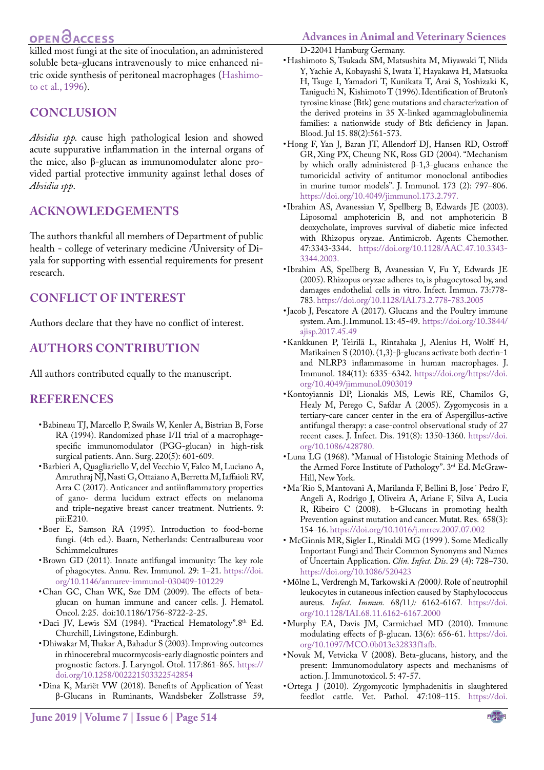killed most fungi at the site of inoculation, an administered soluble beta-glucans intravenously to mice enhanced nitric oxide synthesis of peritoneal macrophages (Hashimoto et al., 1996).

## CONCLUSION

*Absidia spp.* cause high pathological lesion and showed acute suppurative inflammation in the internal organs of the mice, also β-glucan as immunomodulater alone provided partial protective immunity against lethal doses of *Absidia spp*.

## ACKNOWLEDGEMENTS

The authors thankful all members of Department of public health - college of veterinary medicine /University of Diyala for supporting with essential requirements for present research.

## CONFLICT OF INTEREST

Authors declare that they have no conflict of interest.

## AUTHORS CONTRIBUTION

All authors contributed equally to the manuscript.

## REFERENCES

- Babineau TJ, Marcello P, Swails W, Kenler A, Bistrian B, Forse RA (1994). Randomized phase I/II trial of a macrophage-specific immunomodulator (PGG-glucan) in high-risk surgical patients. Ann. Surg. 220(5): 601-609.
- Barbieri A, Quagliariello V, del Vecchio V, Falco M, Luciano A, Amruthraj NJ, Nasti G, Ottaiano A, Berretta M, Iaffaioli RV, Arra C (2017). Anticancer and antiinflammatory properties of gano- derma lucidum extract effects on melanoma and triple-negative breast cancer treatment. Nutrients. 9: pii:E210.
- Boer E, Samson RA (1995). Introduction to food-borne fungi. (4th ed.). Baarn, Netherlands: Centraalbureau voor Schimmelcultures
- Brown GD (2011). Innate antifungal immunity: The key role of phagocytes. Annu. Rev. Immunol. 29: 1–21. https://doi.org/10.1146/annurev-immunol-030409-101229
- Chan GC, Chan WK, Sze DM (2009). The effects of beta-glucan on human immune and cancer cells. J. Hematol. Oncol. 2:25. doi:10.1186/1756-8722-2-25.
- Daci JV, Lewis SM (1984). "Practical Hematology".8th Ed. Churchill, Livingstone, Edinburgh.
- Dhiwakar M, Thakar A, Bahadur S (2003). Improving outcomes in rhinocerebral mucormycosis-early diagnostic pointers and prognostic factors. J. Laryngol. Otol. 117:861-865. https://doi.org/10.1258/002221503322542854
- Dina K, Mariët VW (2018). Benefits of Application of Yeast β-Glucans in Ruminants, Wandsbeker Zollstrasse 59, D-22041 Hamburg Germany.
- Hashimoto S, Tsukada SM, Matsushita M, Miyawaki T, Niida Y, Yachie A, Kobayashi S, Iwata T, Hayakawa H, Matsuoka H, Tsuge I, Yamadori T, Kunikata T, Arai S, Yoshizaki K, Taniguchi N, Kishimoto T (1996). Identification of Bruton's tyrosine kinase (Btk) gene mutations and characterization of the derived proteins in 35 X-linked agammaglobulinemia families: a nationwide study of Btk deficiency in Japan. Blood. Jul 15. 88(2):561-573.
- Hong F, Yan J, Baran JT, Allendorf DJ, Hansen RD, Ostroff GR, Xing PX, Cheung NK, Ross GD (2004). "Mechanism by which orally administered β-1,3-glucans enhance the tumoricidal activity of antitumor monoclonal antibodies in murine tumor models". J. Immunol. 173 (2): 797–806. https://doi.org/10.4049/jimmunol.173.2.797.
- Ibrahim AS, Avanessian V, Spellberg B, Edwards JE (2003). Liposomal amphotericin B, and not amphotericin B deoxycholate, improves survival of diabetic mice infected with Rhizopus oryzae. Antimicrob. Agents Chemother. 47:3343-3344. https://doi.org/10.1128/AAC.47.10.3343-3344.2003.
- Ibrahim AS, Spellberg B, Avanessian V, Fu Y, Edwards JE (2005). Rhizopus oryzae adheres to, is phagocytosed by, and damages endothelial cells in vitro. Infect. Immun. 73:778-783. https://doi.org/10.1128/IAI.73.2.778-783.2005
- Jacob J, Pescatore A (2017). Glucans and the Poultry immune system. Am. J. Immunol. 13: 45-49. https://doi.org/10.3844/ajisp.2017.45.49
- Kankkunen P, Teirilä L, Rintahaka J, Alenius H, Wolff H, Matikainen S (2010). (1,3)-β-glucans activate both dectin-1 and NLRP3 inflammasome in human macrophages. J. Immunol. 184(11): 6335–6342. https://doi.org/https://doi.org/10.4049/jimmunol.0903019
- Kontoyiannis DP, Lionakis MS, Lewis RE, Chamilos G, Healy M, Perego C, Safdar A (2005). Zygomycosis in a tertiary-care cancer center in the era of Aspergillus-active antifungal therapy: a case-control observational study of 27 recent cases. J. Infect. Dis. 191(8): 1350-1360. https://doi.org/10.1086/428780.
- Luna LG (1968). "Manual of Histologic Staining Methods of the Armed Force Institute of Pathology". 3rd Ed. McGraw-Hill, New York.
- Ma´Rio S, Mantovani A, Marilanda F, Bellini B, Jose´ Pedro F, Angeli A, Rodrigo J, Oliveira A, Ariane F, Silva A, Lucia R, Ribeiro C (2008). b-Glucans in promoting health Prevention against mutation and cancer. Mutat. Res. 658(3): 154–16. https://doi.org/10.1016/j.mrrev.2007.07.002
- McGinnis MR, Sigler L, Rinaldi MG (1999 ). Some Medically Important Fungi and Their Common Synonyms and Names of Uncertain Application. *Clin. Infect. Dis*. 29 (4): 728–730. https://doi.org/10.1086/520423
- Mölne L, Verdrengh M, Tarkowski A (2000). Role of neutrophil leukocytes in cutaneous infection caused by Staphylococcus aureus. *Infect. Immun.* 68(11): 6162-6167. https://doi.org/10.1128/IAI.68.11.6162-6167.2000
- Murphy EA, Davis JM, Carmichael MD (2010). Immune modulating effects of β-glucan. 13(6): 656-61. https://doi.org/10.1097/MCO.0b013e32833f1afb.
- Novak M, Vetvicka V (2008). Beta-glucans, history, and the present: Immunomodulatory aspects and mechanisms of action. J. Immunotoxicol. 5: 47-57.
- Ortega J (2010). Zygomycotic lymphadenitis in slaughtered feedlot cattle. Vet. Pathol. 47:108–115. https://doi.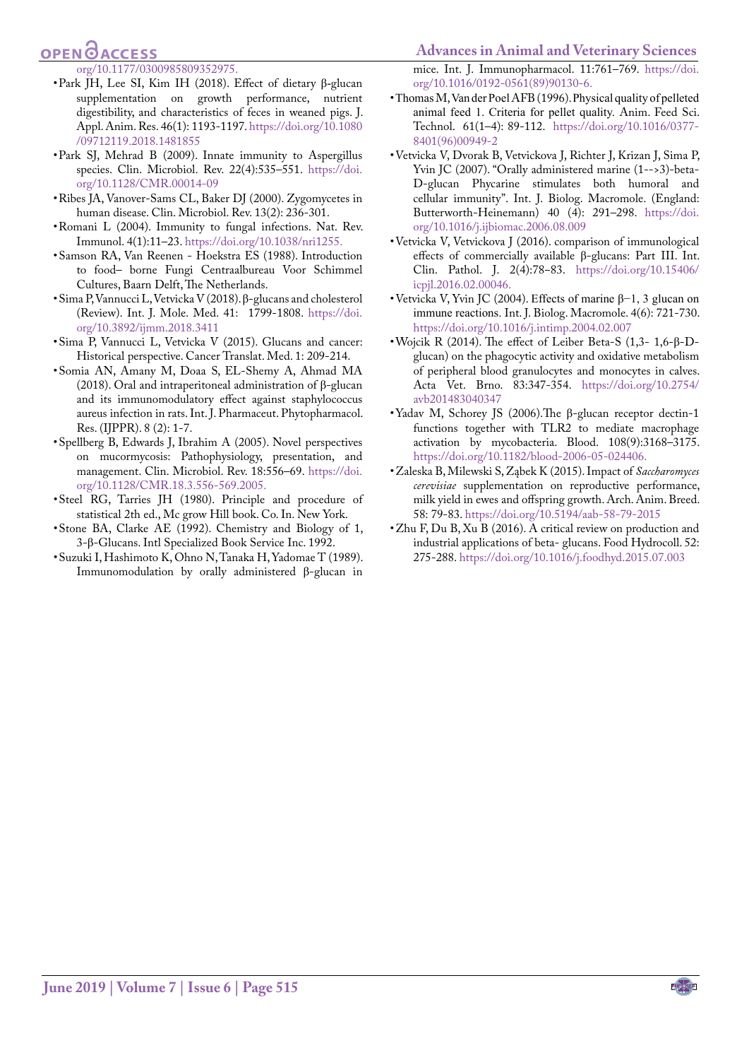org/10.1177/0300985809352975.

- Park JH, Lee SI, Kim IH (2018). Effect of dietary β-glucan supplementation on growth performance, nutrient digestibility, and characteristics of feces in weaned pigs. J. Appl. Anim. Res. 46(1): 1193-1197. https://doi.org/10.1080/09712119.2018.1481855
- Park SJ, Mehrad B (2009). Innate immunity to Aspergillus species. Clin. Microbiol. Rev. 22(4):535–551. https://doi.org/10.1128/CMR.00014-09
- Ribes JA, Vanover-Sams CL, Baker DJ (2000). Zygomycetes in human disease. Clin. Microbiol. Rev. 13(2): 236-301.
- Romani L (2004). Immunity to fungal infections. Nat. Rev. Immunol. 4(1):11–23. https://doi.org/10.1038/nri1255.
- Samson RA, Van Reenen - Hoekstra ES (1988). Introduction to food– borne Fungi Centraalbureau Voor Schimmel Cultures, Baarn Delft, The Netherlands.
- Sima P, Vannucci L, Vetvicka V (2018). β-glucans and cholesterol (Review). Int. J. Mole. Med. 41: 1799-1808. https://doi.org/10.3892/ijmm.2018.3411
- Sima P, Vannucci L, Vetvicka V (2015). Glucans and cancer: Historical perspective. Cancer Translat. Med. 1: 209-214.
- Somia AN, Amany M, Doaa S, EL-Shemy A, Ahmad MA (2018). Oral and intraperitoneal administration of β-glucan and its immunomodulatory effect against staphylococcus aureus infection in rats. Int. J. Pharmaceut. Phytopharmacol. Res. (IJPPR). 8 (2): 1-7.
- Spellberg B, Edwards J, Ibrahim A (2005). Novel perspectives on mucormycosis: Pathophysiology, presentation, and management. Clin. Microbiol. Rev. 18:556–69. https://doi.org/10.1128/CMR.18.3.556-569.2005.
- Steel RG, Tarries JH (1980). Principle and procedure of statistical 2th ed., Mc grow Hill book. Co. In. New York.
- Stone BA, Clarke AE (1992). Chemistry and Biology of 1, 3-β-Glucans. Intl Specialized Book Service Inc. 1992.
- Suzuki I, Hashimoto K, Ohno N, Tanaka H, Yadomae T (1989). Immunomodulation by orally administered β-glucan in mice. Int. J. Immunopharmacol. 11:761–769. https://doi.org/10.1016/0192-0561(89)90130-6.
- Thomas M, Van der Poel AFB (1996). Physical quality of pelleted animal feed 1. Criteria for pellet quality. Anim. Feed Sci. Technol. 61(1–4): 89-112. https://doi.org/10.1016/0377-8401(96)00949-2
- Vetvicka V, Dvorak B, Vetvickova J, Richter J, Krizan J, Sima P, Yvin JC (2007). "Orally administered marine (1-->3)-beta-D-glucan Phycarine stimulates both humoral and cellular immunity". Int. J. Biolog. Macromole. (England: Butterworth-Heinemann) 40 (4): 291–298. https://doi.org/10.1016/j.ijbiomac.2006.08.009
- Vetvicka V, Vetvickova J (2016). comparison of immunological effects of commercially available β-glucans: Part III. Int. Clin. Pathol. J. 2(4):78–83. https://doi.org/10.15406/icpjl.2016.02.00046.
- Vetvicka V, Yvin JC (2004). Effects of marine β−1, 3 glucan on immune reactions. Int. J. Biolog. Macromole. 4(6): 721-730. https://doi.org/10.1016/j.intimp.2004.02.007
- Wojcik R (2014). The effect of Leiber Beta-S (1,3- 1,6-β-D-glucan) on the phagocytic activity and oxidative metabolism of peripheral blood granulocytes and monocytes in calves. Acta Vet. Brno. 83:347-354. https://doi.org/10.2754/avb201483040347
- Yadav M, Schorey JS (2006).The β-glucan receptor dectin-1 functions together with TLR2 to mediate macrophage activation by mycobacteria. Blood. 108(9):3168–3175. https://doi.org/10.1182/blood-2006-05-024406.
- Zaleska B, Milewski S, Ząbek K (2015). Impact of *Saccharomyces cerevisiae* supplementation on reproductive performance, milk yield in ewes and offspring growth. Arch. Anim. Breed. 58: 79-83. https://doi.org/10.5194/aab-58-79-2015
- Zhu F, Du B, Xu B (2016). A critical review on production and industrial applications of beta- glucans. Food Hydrocoll. 52: 275-288. https://doi.org/10.1016/j.foodhyd.2015.07.003